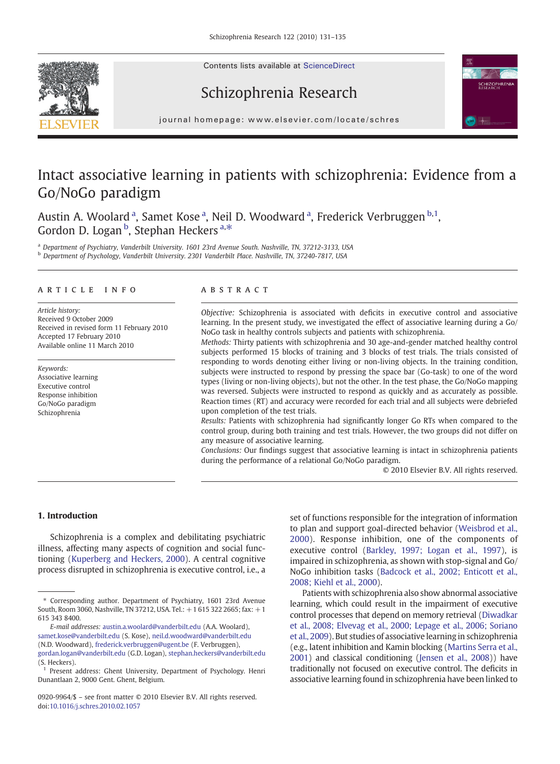# Intact associative learning in patients with schizophrenia: Evidence from a Go/NoGo paradigm

Austin A. Woolard [a], Samet Kose [a], Neil D. Woodward [a], Frederick Verbruggen [b,1], Gordon D. Logan [b], Stephan Heckers [a,*]

[a] Department of Psychiatry, Vanderbilt University. 1601 23rd Avenue South. Nashville, TN, 37212-3133, USA
[b] Department of Psychology, Vanderbilt University. 2301 Vanderbilt Place. Nashville, TN, 37240-7817, USA

## ARTICLE INFO

*Article history:*
Received 9 October 2009
Received in revised form 11 February 2010
Accepted 17 February 2010
Available online 11 March 2010

*Keywords:*
Associative learning
Executive control
Response inhibition
Go/NoGo paradigm
Schizophrenia

## ABSTRACT

*Objective:* Schizophrenia is associated with deficits in executive control and associative learning. In the present study, we investigated the effect of associative learning during a Go/NoGo task in healthy controls subjects and patients with schizophrenia.

*Methods:* Thirty patients with schizophrenia and 30 age-and-gender matched healthy control subjects performed 15 blocks of training and 3 blocks of test trials. The trials consisted of responding to words denoting either living or non-living objects. In the training condition, subjects were instructed to respond by pressing the space bar (Go-task) to one of the word types (living or non-living objects), but not the other. In the test phase, the Go/NoGo mapping was reversed. Subjects were instructed to respond as quickly and as accurately as possible. Reaction times (RT) and accuracy were recorded for each trial and all subjects were debriefed upon completion of the test trials.

*Results:* Patients with schizophrenia had significantly longer Go RTs when compared to the control group, during both training and test trials. However, the two groups did not differ on any measure of associative learning.

*Conclusions:* Our findings suggest that associative learning is intact in schizophrenia patients during the performance of a relational Go/NoGo paradigm.

© 2010 Elsevier B.V. All rights reserved.

## 1. Introduction

Schizophrenia is a complex and debilitating psychiatric illness, affecting many aspects of cognition and social functioning (Kuperberg and Heckers, 2000). A central cognitive process disrupted in schizophrenia is executive control, i.e., a set of functions responsible for the integration of information to plan and support goal-directed behavior (Weisbrod et al., 2000). Response inhibition, one of the components of executive control (Barkley, 1997; Logan et al., 1997), is impaired in schizophrenia, as shown with stop-signal and Go/NoGo inhibition tasks (Badcock et al., 2002; Enticott et al., 2008; Kiehl et al., 2000).

Patients with schizophrenia also show abnormal associative learning, which could result in the impairment of executive control processes that depend on memory retrieval (Diwadkar et al., 2008; Elvevag et al., 2000; Lepage et al., 2006; Soriano et al., 2009). But studies of associative learning in schizophrenia (e.g., latent inhibition and Kamin blocking (Martins Serra et al., 2001) and classical conditioning (Jensen et al., 2008)) have traditionally not focused on executive control. The deficits in associative learning found in schizophrenia have been linked to

---

\* Corresponding author. Department of Psychiatry, 1601 23rd Avenue South, Room 3060, Nashville, TN 37212, USA. Tel.: +1 615 322 2665; fax: +1 615 343 8400.

*E-mail addresses:* austin.a.woolard@vanderbilt.edu (A.A. Woolard), samet.kose@vanderbilt.edu (S. Kose), neil.d.woodward@vanderbilt.edu (N.D. Woodward), frederick.verbruggen@ugent.be (F. Verbruggen), gordan.logan@vanderbilt.edu (G.D. Logan), stephan.heckers@vanderbilt.edu (S. Heckers).

[1] Present address: Ghent University, Department of Psychology. Henri Dunantlaan 2, 9000 Gent. Ghent, Belgium.

0920-9964/$ – see front matter © 2010 Elsevier B.V. All rights reserved.
doi:10.1016/j.schres.2010.02.1057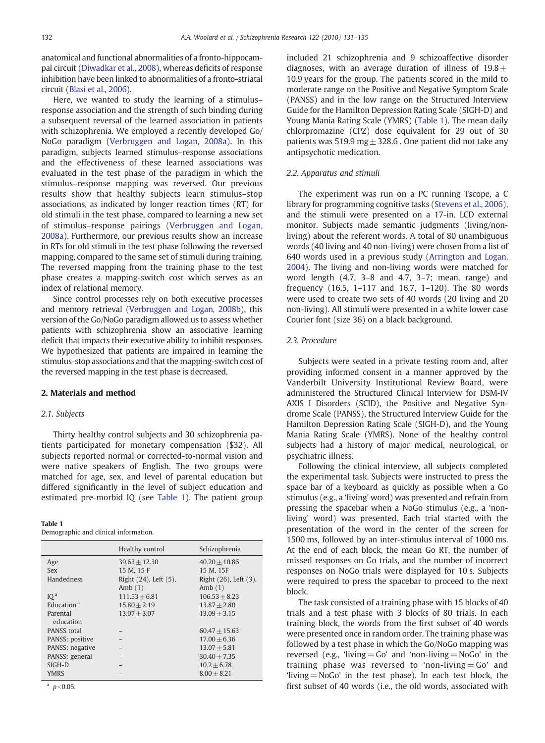anatomical and functional abnormalities of a fronto-hippocampal circuit (Diwadkar et al., 2008), whereas deficits of response inhibition have been linked to abnormalities of a fronto-striatal circuit (Blasi et al., 2006).

Here, we wanted to study the learning of a stimulus–response association and the strength of such binding during a subsequent reversal of the learned association in patients with schizophrenia. We employed a recently developed Go/NoGo paradigm (Verbruggen and Logan, 2008a). In this paradigm, subjects learned stimulus–response associations and the effectiveness of these learned associations was evaluated in the test phase of the paradigm in which the stimulus–response mapping was reversed. Our previous results show that healthy subjects learn stimulus–stop associations, as indicated by longer reaction times (RT) for old stimuli in the test phase, compared to learning a new set of stimulus–response pairings (Verbruggen and Logan, 2008a). Furthermore, our previous results show an increase in RTs for old stimuli in the test phase following the reversed mapping, compared to the same set of stimuli during training. The reversed mapping from the training phase to the test phase creates a mapping-switch cost which serves as an index of relational memory.

Since control processes rely on both executive processes and memory retrieval (Verbruggen and Logan, 2008b), this version of the Go/NoGo paradigm allowed us to assess whether patients with schizophrenia show an associative learning deficit that impacts their executive ability to inhibit responses. We hypothesized that patients are impaired in learning the stimulus-stop associations and that the mapping-switch cost of the reversed mapping in the test phase is decreased.

## 2. Materials and method

### 2.1. Subjects

Thirty healthy control subjects and 30 schizophrenia patients participated for monetary compensation ($32). All subjects reported normal or corrected-to-normal vision and were native speakers of English. The two groups were matched for age, sex, and level of parental education but differed significantly in the level of subject education and estimated pre-morbid IQ (see Table 1). The patient group included 21 schizophrenia and 9 schizoaffective disorder diagnoses, with an average duration of illness of 19.8 ± 10.9 years for the group. The patients scored in the mild to moderate range on the Positive and Negative Symptom Scale (PANSS) and in the low range on the Structured Interview Guide for the Hamilton Depression Rating Scale (SIGH-D) and Young Mania Rating Scale (YMRS) (Table 1). The mean daily chlorpromazine (CPZ) dose equivalent for 29 out of 30 patients was 519.9 mg ± 328.6 . One patient did not take any antipsychotic medication.

**Table 1**
Demographic and clinical information.

| | Healthy control | Schizophrenia |
|---|---|---|
| Age | 39.63 ± 12.30 | 40.20 ± 10.86 |
| Sex | 15 M, 15 F | 15 M, 15F |
| Handedness | Right (24), Left (5), Amb (1) | Right (26), Left (3), Amb (1) |
| IQ [a] | 111.53 ± 6.81 | 106.53 ± 8.23 |
| Education [a] | 15.80 ± 2.19 | 13.87 ± 2.80 |
| Parental education | 13.07 ± 3.07 | 13.09 ± 3.15 |
| PANSS total | – | 60.47 ± 15.63 |
| PANSS: positive | – | 17.00 ± 6.36 |
| PANSS: negative | – | 13.07 ± 5.81 |
| PANSS: general | – | 30.40 ± 7.35 |
| SIGH-D | – | 10.2 ± 6.78 |
| YMRS | – | 8.00 ± 8.21 |

[a] $p<0.05$.

### 2.2. Apparatus and stimuli

The experiment was run on a PC running Tscope, a C library for programming cognitive tasks (Stevens et al., 2006), and the stimuli were presented on a 17-in. LCD external monitor. Subjects made semantic judgments (living/non-living) about the referent words. A total of 80 unambiguous words (40 living and 40 non-living) were chosen from a list of 640 words used in a previous study (Arrington and Logan, 2004). The living and non-living words were matched for word length (4.7, 3–8 and 4.7, 3–7; mean, range) and frequency (16.5, 1–117 and 16.7, 1–120). The 80 words were used to create two sets of 40 words (20 living and 20 non-living). All stimuli were presented in a white lower case Courier font (size 36) on a black background.

### 2.3. Procedure

Subjects were seated in a private testing room and, after providing informed consent in a manner approved by the Vanderbilt University Institutional Review Board, were administered the Structured Clinical Interview for DSM-IV AXIS I Disorders (SCID), the Positive and Negative Syndrome Scale (PANSS), the Structured Interview Guide for the Hamilton Depression Rating Scale (SIGH-D), and the Young Mania Rating Scale (YMRS). None of the healthy control subjects had a history of major medical, neurological, or psychiatric illness.

Following the clinical interview, all subjects completed the experimental task. Subjects were instructed to press the space bar of a keyboard as quickly as possible when a Go stimulus (e.g., a 'living' word) was presented and refrain from pressing the spacebar when a NoGo stimulus (e.g., a 'non-living' word) was presented. Each trial started with the presentation of the word in the center of the screen for 1500 ms, followed by an inter-stimulus interval of 1000 ms. At the end of each block, the mean Go RT, the number of missed responses on Go trials, and the number of incorrect responses on NoGo trials were displayed for 10 s. Subjects were required to press the spacebar to proceed to the next block.

The task consisted of a training phase with 15 blocks of 40 trials and a test phase with 3 blocks of 80 trials. In each training block, the words from the first subset of 40 words were presented once in random order. The training phase was followed by a test phase in which the Go/NoGo mapping was reversed (e.g., 'living = Go' and 'non-living = NoGo' in the training phase was reversed to 'non-living = Go' and 'living = NoGo' in the test phase). In each test block, the first subset of 40 words (i.e., the old words, associated with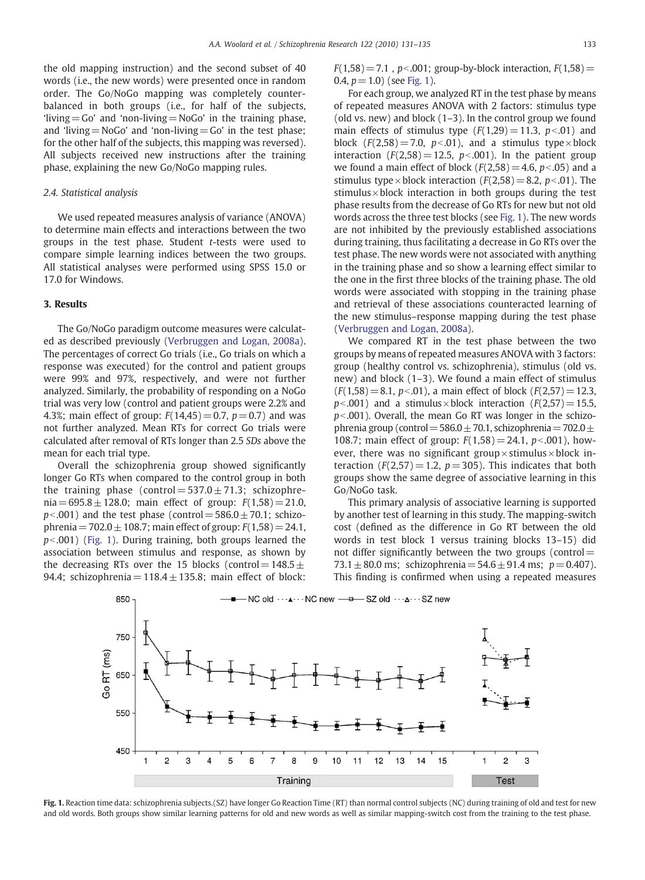the old mapping instruction) and the second subset of 40 words (i.e., the new words) were presented once in random order. The Go/NoGo mapping was completely counterbalanced in both groups (i.e., for half of the subjects, 'living = Go' and 'non-living = NoGo' in the training phase, and 'living = NoGo' and 'non-living = Go' in the test phase; for the other half of the subjects, this mapping was reversed). All subjects received new instructions after the training phase, explaining the new Go/NoGo mapping rules.

### 2.4. Statistical analysis

We used repeated measures analysis of variance (ANOVA) to determine main effects and interactions between the two groups in the test phase. Student *t*-tests were used to compare simple learning indices between the two groups. All statistical analyses were performed using SPSS 15.0 or 17.0 for Windows.

## 3. Results

The Go/NoGo paradigm outcome measures were calculated as described previously (Verbruggen and Logan, 2008a). The percentages of correct Go trials (i.e., Go trials on which a response was executed) for the control and patient groups were 99% and 97%, respectively, and were not further analyzed. Similarly, the probability of responding on a NoGo trial was very low (control and patient groups were 2.2% and 4.3%; main effect of group: $F(14,45) = 0.7$, $p = 0.7$) and was not further analyzed. Mean RTs for correct Go trials were calculated after removal of RTs longer than 2.5 *SDs* above the mean for each trial type.

Overall the schizophrenia group showed significantly longer Go RTs when compared to the control group in both the training phase (control = 537.0 ± 71.3; schizophrenia = 695.8 ± 128.0; main effect of group: $F(1,58) = 21.0$, $p < .001$) and the test phase (control = 586.0 ± 70.1; schizophrenia = 702.0 ± 108.7; main effect of group: $F(1,58) = 24.1$, $p < .001$) (Fig. 1). During training, both groups learned the association between stimulus and response, as shown by the decreasing RTs over the 15 blocks (control = 148.5 ± 94.4; schizophrenia = 118.4 ± 135.8; main effect of block: $F(1,58) = 7.1$ , $p < .001$; group-by-block interaction, $F(1,58) = 0.4$, $p = 1.0$) (see Fig. 1).

For each group, we analyzed RT in the test phase by means of repeated measures ANOVA with 2 factors: stimulus type (old vs. new) and block (1–3). In the control group we found main effects of stimulus type ($F(1,29) = 11.3$, $p < .01$) and block ($F(2,58) = 7.0$, $p < .01$), and a stimulus type × block interaction ($F(2,58) = 12.5$, $p < .001$). In the patient group we found a main effect of block ($F(2,58) = 4.6$, $p < .05$) and a stimulus type × block interaction ($F(2,58) = 8.2$, $p < .01$). The stimulus × block interaction in both groups during the test phase results from the decrease of Go RTs for new but not old words across the three test blocks (see Fig. 1). The new words are not inhibited by the previously established associations during training, thus facilitating a decrease in Go RTs over the test phase. The new words were not associated with anything in the training phase and so show a learning effect similar to the one in the first three blocks of the training phase. The old words were associated with stopping in the training phase and retrieval of these associations counteracted learning of the new stimulus–response mapping during the test phase (Verbruggen and Logan, 2008a).

We compared RT in the test phase between the two groups by means of repeated measures ANOVA with 3 factors: group (healthy control vs. schizophrenia), stimulus (old vs. new) and block (1–3). We found a main effect of stimulus ($F(1,58) = 8.1$, $p < .01$), a main effect of block ($F(2,57) = 12.3$, $p < .001$) and a stimulus × block interaction ($F(2,57) = 15.5$, $p < .001$). Overall, the mean Go RT was longer in the schizophrenia group (control = 586.0 ± 70.1, schizophrenia = 702.0 ± 108.7; main effect of group: $F(1,58) = 24.1$, $p < .001$), however, there was no significant group × stimulus × block interaction ($F(2,57) = 1.2$, $p = 305$). This indicates that both groups show the same degree of associative learning in this Go/NoGo task.

This primary analysis of associative learning is supported by another test of learning in this study. The mapping-switch cost (defined as the difference in Go RT between the old words in test block 1 versus training blocks 13–15) did not differ significantly between the two groups (control = 73.1 ± 80.0 ms; schizophrenia = 54.6 ± 91.4 ms; $p = 0.407$). This finding is confirmed when using a repeated measures

**Fig. 1.** Reaction time data: schizophrenia subjects.(SZ) have longer Go Reaction Time (RT) than normal control subjects (NC) during training of old and test for new and old words. Both groups show similar learning patterns for old and new words as well as similar mapping-switch cost from the training to the test phase.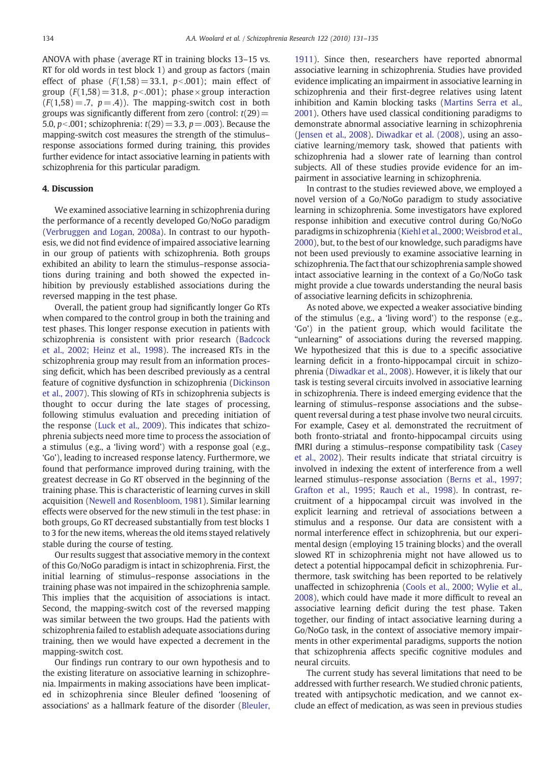ANOVA with phase (average RT in training blocks 13–15 vs. RT for old words in test block 1) and group as factors (main effect of phase ($F(1,58) = 33.1$, $p < .001$); main effect of group ($F(1,58) = 31.8$, $p < .001$); phase × group interaction ($F(1,58) = .7$, $p = .4$)). The mapping-switch cost in both groups was significantly different from zero (control: $t(29) = 5.0$, $p < .001$; schizophrenia: $t(29) = 3.3$, $p = .003$). Because the mapping-switch cost measures the strength of the stimulus–response associations formed during training, this provides further evidence for intact associative learning in patients with schizophrenia for this particular paradigm.

## 4. Discussion

We examined associative learning in schizophrenia during the performance of a recently developed Go/NoGo paradigm (Verbruggen and Logan, 2008a). In contrast to our hypothesis, we did not find evidence of impaired associative learning in our group of patients with schizophrenia. Both groups exhibited an ability to learn the stimulus–response associations during training and both showed the expected inhibition by previously established associations during the reversed mapping in the test phase.

Overall, the patient group had significantly longer Go RTs when compared to the control group in both the training and test phases. This longer response execution in patients with schizophrenia is consistent with prior research (Badcock et al., 2002; Heinz et al., 1998). The increased RTs in the schizophrenia group may result from an information processing deficit, which has been described previously as a central feature of cognitive dysfunction in schizophrenia (Dickinson et al., 2007). This slowing of RTs in schizophrenia subjects is thought to occur during the late stages of processing, following stimulus evaluation and preceding initiation of the response (Luck et al., 2009). This indicates that schizophrenia subjects need more time to process the association of a stimulus (e.g., a 'living word') with a response goal (e.g., 'Go'), leading to increased response latency. Furthermore, we found that performance improved during training, with the greatest decrease in Go RT observed in the beginning of the training phase. This is characteristic of learning curves in skill acquisition (Newell and Rosenbloom, 1981). Similar learning effects were observed for the new stimuli in the test phase: in both groups, Go RT decreased substantially from test blocks 1 to 3 for the new items, whereas the old items stayed relatively stable during the course of testing.

Our results suggest that associative memory in the context of this Go/NoGo paradigm is intact in schizophrenia. First, the initial learning of stimulus–response associations in the training phase was not impaired in the schizophrenia sample. This implies that the acquisition of associations is intact. Second, the mapping-switch cost of the reversed mapping was similar between the two groups. Had the patients with schizophrenia failed to establish adequate associations during training, then we would have expected a decrement in the mapping-switch cost.

Our findings run contrary to our own hypothesis and to the existing literature on associative learning in schizophrenia. Impairments in making associations have been implicated in schizophrenia since Bleuler defined 'loosening of associations' as a hallmark feature of the disorder (Bleuler, 1911). Since then, researchers have reported abnormal associative learning in schizophrenia. Studies have provided evidence implicating an impairment in associative learning in schizophrenia and their first-degree relatives using latent inhibition and Kamin blocking tasks (Martins Serra et al., 2001). Others have used classical conditioning paradigms to demonstrate abnormal associative learning in schizophrenia (Jensen et al., 2008). Diwadkar et al. (2008), using an associative learning/memory task, showed that patients with schizophrenia had a slower rate of learning than control subjects. All of these studies provide evidence for an impairment in associative learning in schizophrenia.

In contrast to the studies reviewed above, we employed a novel version of a Go/NoGo paradigm to study associative learning in schizophrenia. Some investigators have explored response inhibition and executive control during Go/NoGo paradigms in schizophrenia (Kiehl et al., 2000; Weisbrod et al., 2000), but, to the best of our knowledge, such paradigms have not been used previously to examine associative learning in schizophrenia. The fact that our schizophrenia sample showed intact associative learning in the context of a Go/NoGo task might provide a clue towards understanding the neural basis of associative learning deficits in schizophrenia.

As noted above, we expected a weaker associative binding of the stimulus (e.g., a 'living word') to the response (e.g., 'Go') in the patient group, which would facilitate the "unlearning" of associations during the reversed mapping. We hypothesized that this is due to a specific associative learning deficit in a fronto-hippocampal circuit in schizophrenia (Diwadkar et al., 2008). However, it is likely that our task is testing several circuits involved in associative learning in schizophrenia. There is indeed emerging evidence that the learning of stimulus–response associations and the subsequent reversal during a test phase involve two neural circuits. For example, Casey et al. demonstrated the recruitment of both fronto-striatal and fronto-hippocampal circuits using fMRI during a stimulus–response compatibility task (Casey et al., 2002). Their results indicate that striatal circuitry is involved in indexing the extent of interference from a well learned stimulus–response association (Berns et al., 1997; Grafton et al., 1995; Rauch et al., 1998). In contrast, recruitment of a hippocampal circuit was involved in the explicit learning and retrieval of associations between a stimulus and a response. Our data are consistent with a normal interference effect in schizophrenia, but our experimental design (employing 15 training blocks) and the overall slowed RT in schizophrenia might not have allowed us to detect a potential hippocampal deficit in schizophrenia. Furthermore, task switching has been reported to be relatively unaffected in schizophrenia (Cools et al., 2000; Wylie et al., 2008), which could have made it more difficult to reveal an associative learning deficit during the test phase. Taken together, our finding of intact associative learning during a Go/NoGo task, in the context of associative memory impairments in other experimental paradigms, supports the notion that schizophrenia affects specific cognitive modules and neural circuits.

The current study has several limitations that need to be addressed with further research. We studied chronic patients, treated with antipsychotic medication, and we cannot exclude an effect of medication, as was seen in previous studies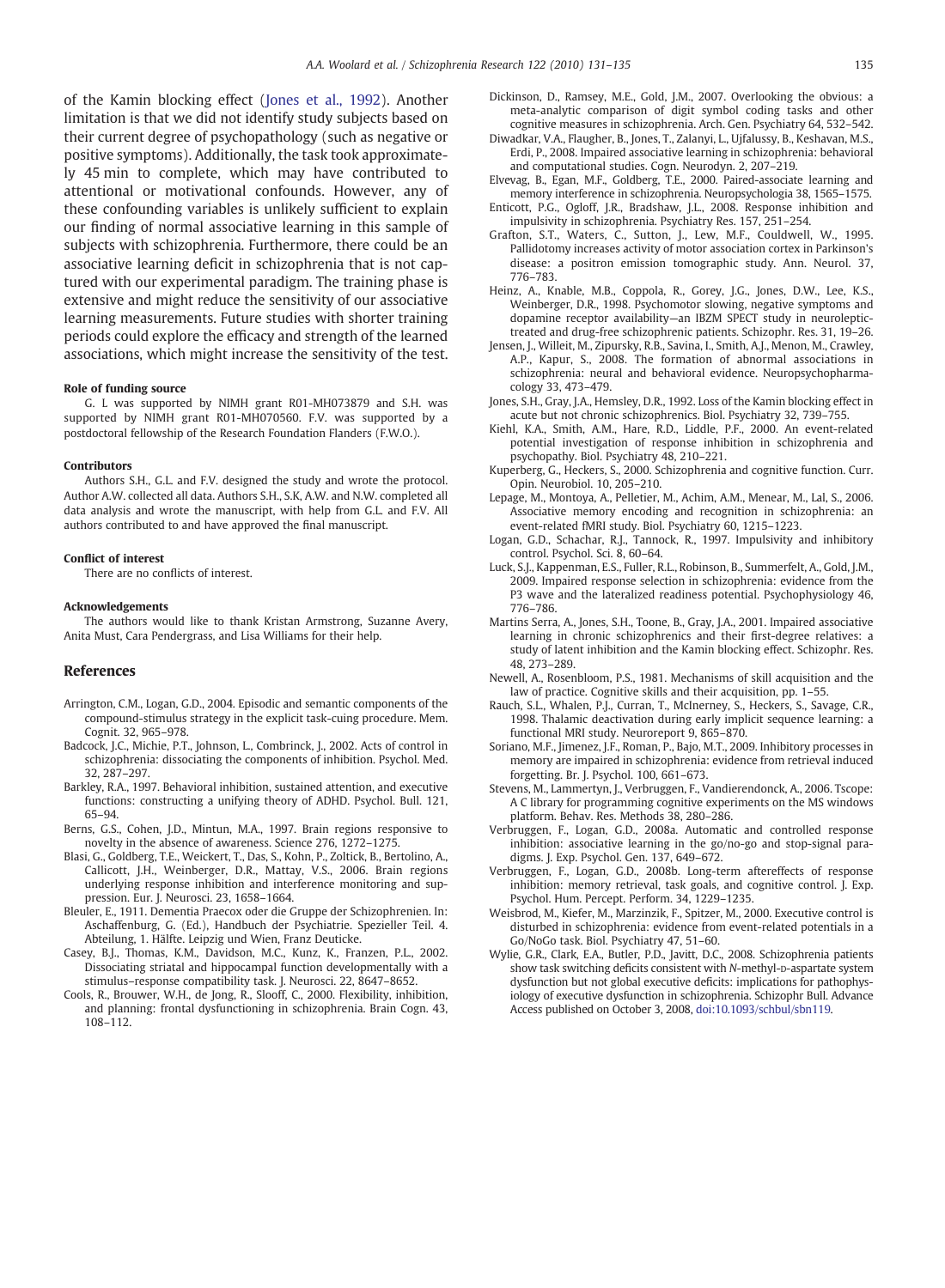of the Kamin blocking effect (Jones et al., 1992). Another limitation is that we did not identify study subjects based on their current degree of psychopathology (such as negative or positive symptoms). Additionally, the task took approximately 45 min to complete, which may have contributed to attentional or motivational confounds. However, any of these confounding variables is unlikely sufficient to explain our finding of normal associative learning in this sample of subjects with schizophrenia. Furthermore, there could be an associative learning deficit in schizophrenia that is not captured with our experimental paradigm. The training phase is extensive and might reduce the sensitivity of our associative learning measurements. Future studies with shorter training periods could explore the efficacy and strength of the learned associations, which might increase the sensitivity of the test.

#### Role of funding source

G. L was supported by NIMH grant R01-MH073879 and S.H. was supported by NIMH grant R01-MH070560. F.V. was supported by a postdoctoral fellowship of the Research Foundation Flanders (F.W.O.).

#### Contributors

Authors S.H., G.L. and F.V. designed the study and wrote the protocol. Author A.W. collected all data. Authors S.H., S.K, A.W. and N.W. completed all data analysis and wrote the manuscript, with help from G.L. and F.V. All authors contributed to and have approved the final manuscript.

#### Conflict of interest

There are no conflicts of interest.

#### Acknowledgements

The authors would like to thank Kristan Armstrong, Suzanne Avery, Anita Must, Cara Pendergrass, and Lisa Williams for their help.

## References

Arrington, C.M., Logan, G.D., 2004. Episodic and semantic components of the compound-stimulus strategy in the explicit task-cuing procedure. Mem. Cognit. 32, 965–978.

Badcock, J.C., Michie, P.T., Johnson, L., Combrinck, J., 2002. Acts of control in schizophrenia: dissociating the components of inhibition. Psychol. Med. 32, 287–297.

Barkley, R.A., 1997. Behavioral inhibition, sustained attention, and executive functions: constructing a unifying theory of ADHD. Psychol. Bull. 121, 65–94.

Berns, G.S., Cohen, J.D., Mintun, M.A., 1997. Brain regions responsive to novelty in the absence of awareness. Science 276, 1272–1275.

Blasi, G., Goldberg, T.E., Weickert, T., Das, S., Kohn, P., Zoltick, B., Bertolino, A., Callicott, J.H., Weinberger, D.R., Mattay, V.S., 2006. Brain regions underlying response inhibition and interference monitoring and suppression. Eur. J. Neurosci. 23, 1658–1664.

Bleuler, E., 1911. Dementia Praecox oder die Gruppe der Schizophrenien. In: Aschaffenburg, G. (Ed.), Handbuch der Psychiatrie. Spezieller Teil. 4. Abteilung, 1. Hälfte. Leipzig und Wien, Franz Deuticke.

Casey, B.J., Thomas, K.M., Davidson, M.C., Kunz, K., Franzen, P.L., 2002. Dissociating striatal and hippocampal function developmentally with a stimulus–response compatibility task. J. Neurosci. 22, 8647–8652.

Cools, R., Brouwer, W.H., de Jong, R., Slooff, C., 2000. Flexibility, inhibition, and planning: frontal dysfunctioning in schizophrenia. Brain Cogn. 43, 108–112.

Dickinson, D., Ramsey, M.E., Gold, J.M., 2007. Overlooking the obvious: a meta-analytic comparison of digit symbol coding tasks and other cognitive measures in schizophrenia. Arch. Gen. Psychiatry 64, 532–542.

Diwadkar, V.A., Flaugher, B., Jones, T., Zalanyi, L., Ujfalussy, B., Keshavan, M.S., Erdi, P., 2008. Impaired associative learning in schizophrenia: behavioral and computational studies. Cogn. Neurodyn. 2, 207–219.

Elvevag, B., Egan, M.F., Goldberg, T.E., 2000. Paired-associate learning and memory interference in schizophrenia. Neuropsychologia 38, 1565–1575.

Enticott, P.G., Ogloff, J.R., Bradshaw, J.L., 2008. Response inhibition and impulsivity in schizophrenia. Psychiatry Res. 157, 251–254.

Grafton, S.T., Waters, C., Sutton, J., Lew, M.F., Couldwell, W., 1995. Pallidotomy increases activity of motor association cortex in Parkinson's disease: a positron emission tomographic study. Ann. Neurol. 37, 776–783.

Heinz, A., Knable, M.B., Coppola, R., Gorey, J.G., Jones, D.W., Lee, K.S., Weinberger, D.R., 1998. Psychomotor slowing, negative symptoms and dopamine receptor availability—an IBZM SPECT study in neuroleptic-treated and drug-free schizophrenic patients. Schizophr. Res. 31, 19–26.

Jensen, J., Willeit, M., Zipursky, R.B., Savina, I., Smith, A.J., Menon, M., Crawley, A.P., Kapur, S., 2008. The formation of abnormal associations in schizophrenia: neural and behavioral evidence. Neuropsychopharmacology 33, 473–479.

Jones, S.H., Gray, J.A., Hemsley, D.R., 1992. Loss of the Kamin blocking effect in acute but not chronic schizophrenics. Biol. Psychiatry 32, 739–755.

Kiehl, K.A., Smith, A.M., Hare, R.D., Liddle, P.F., 2000. An event-related potential investigation of response inhibition in schizophrenia and psychopathy. Biol. Psychiatry 48, 210–221.

Kuperberg, G., Heckers, S., 2000. Schizophrenia and cognitive function. Curr. Opin. Neurobiol. 10, 205–210.

Lepage, M., Montoya, A., Pelletier, M., Achim, A.M., Menear, M., Lal, S., 2006. Associative memory encoding and recognition in schizophrenia: an event-related fMRI study. Biol. Psychiatry 60, 1215–1223.

Logan, G.D., Schachar, R.J., Tannock, R., 1997. Impulsivity and inhibitory control. Psychol. Sci. 8, 60–64.

Luck, S.J., Kappenman, E.S., Fuller, R.L., Robinson, B., Summerfelt, A., Gold, J.M., 2009. Impaired response selection in schizophrenia: evidence from the P3 wave and the lateralized readiness potential. Psychophysiology 46, 776–786.

Martins Serra, A., Jones, S.H., Toone, B., Gray, J.A., 2001. Impaired associative learning in chronic schizophrenics and their first-degree relatives: a study of latent inhibition and the Kamin blocking effect. Schizophr. Res. 48, 273–289.

Newell, A., Rosenbloom, P.S., 1981. Mechanisms of skill acquisition and the law of practice. Cognitive skills and their acquisition, pp. 1–55.

Rauch, S.L., Whalen, P.J., Curran, T., McInerney, S., Heckers, S., Savage, C.R., 1998. Thalamic deactivation during early implicit sequence learning: a functional MRI study. Neuroreport 9, 865–870.

Soriano, M.F., Jimenez, J.F., Roman, P., Bajo, M.T., 2009. Inhibitory processes in memory are impaired in schizophrenia: evidence from retrieval induced forgetting. Br. J. Psychol. 100, 661–673.

Stevens, M., Lammertyn, J., Verbruggen, F., Vandierendonck, A., 2006. Tscope: A C library for programming cognitive experiments on the MS windows platform. Behav. Res. Methods 38, 280–286.

Verbruggen, F., Logan, G.D., 2008a. Automatic and controlled response inhibition: associative learning in the go/no-go and stop-signal paradigms. J. Exp. Psychol. Gen. 137, 649–672.

Verbruggen, F., Logan, G.D., 2008b. Long-term aftereffects of response inhibition: memory retrieval, task goals, and cognitive control. J. Exp. Psychol. Hum. Percept. Perform. 34, 1229–1235.

Weisbrod, M., Kiefer, M., Marzinzik, F., Spitzer, M., 2000. Executive control is disturbed in schizophrenia: evidence from event-related potentials in a Go/NoGo task. Biol. Psychiatry 47, 51–60.

Wylie, G.R., Clark, E.A., Butler, P.D., Javitt, D.C., 2008. Schizophrenia patients show task switching deficits consistent with N-methyl-D-aspartate system dysfunction but not global executive deficits: implications for pathophysiology of executive dysfunction in schizophrenia. Schizophr Bull. Advance Access published on October 3, 2008, doi:10.1093/schbul/sbn119.